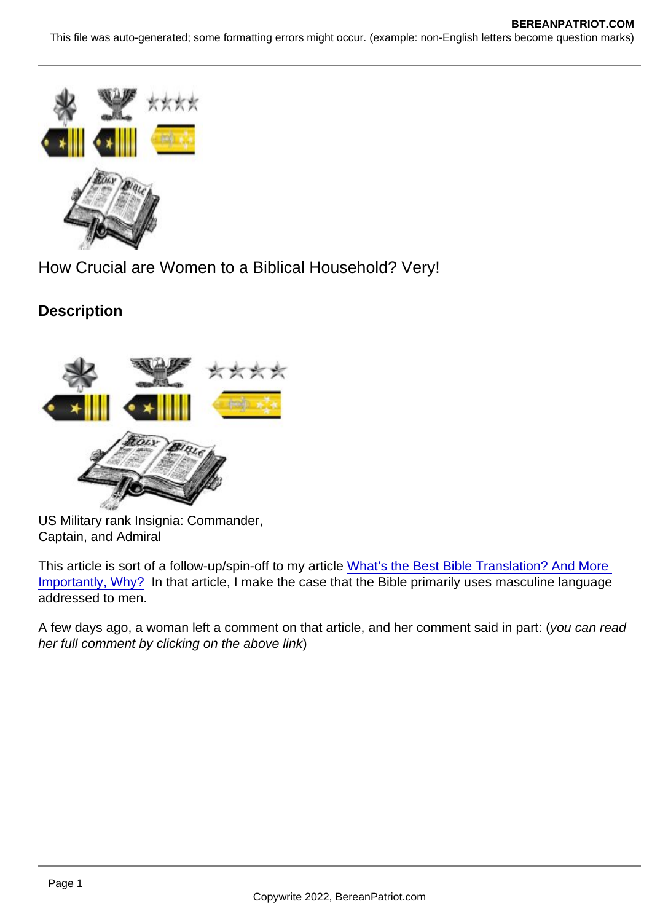How Crucial are Women to a Biblical Household? Very!

## Description

US Military rank Insignia: Commander,
Captain, and Admiral

This article is sort of a follow-up/spin-off to my article What's the Best Bible Translation? And More Importantly, Why? In that article, I make the case that the Bible primarily uses masculine language addressed to men.

A few days ago, a woman left a comment on that article, and her comment said in part: (*you can read her full comment by clicking on the above link*)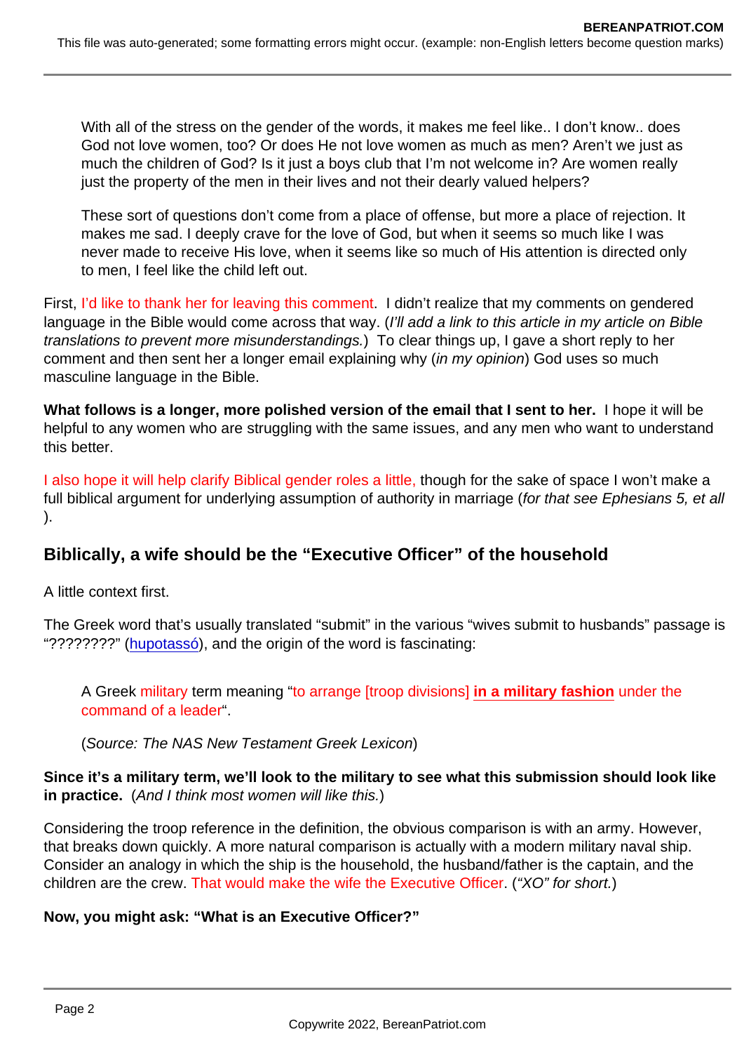> With all of the stress on the gender of the words, it makes me feel like.. I don't know.. does God not love women, too? Or does He not love women as much as men? Aren't we just as much the children of God? Is it just a boys club that I'm not welcome in? Are women really just the property of the men in their lives and not their dearly valued helpers?
>
> These sort of questions don't come from a place of offense, but more a place of rejection. It makes me sad. I deeply crave for the love of God, but when it seems so much like I was never made to receive His love, when it seems like so much of His attention is directed only to men, I feel like the child left out.

First, I'd like to thank her for leaving this comment. I didn't realize that my comments on gendered language in the Bible would come across that way. (*I'll add a link to this article in my article on Bible translations to prevent more misunderstandings.*) To clear things up, I gave a short reply to her comment and then sent her a longer email explaining why (*in my opinion*) God uses so much masculine language in the Bible.

**What follows is a longer, more polished version of the email that I sent to her.** I hope it will be helpful to any women who are struggling with the same issues, and any men who want to understand this better.

I also hope it will help clarify Biblical gender roles a little, though for the sake of space I won't make a full biblical argument for underlying assumption of authority in marriage (*for that see Ephesians 5, et all*).

## Biblically, a wife should be the "Executive Officer" of the household

A little context first.

The Greek word that's usually translated "submit" in the various "wives submit to husbands" passage is "????????" (hupotassó), and the origin of the word is fascinating:

> A Greek military term meaning "to arrange [troop divisions] **in a military fashion** under the command of a leader".
>
> (*Source: The NAS New Testament Greek Lexicon*)

**Since it's a military term, we'll look to the military to see what this submission should look like in practice.** (*And I think most women will like this.*)

Considering the troop reference in the definition, the obvious comparison is with an army. However, that breaks down quickly. A more natural comparison is actually with a modern military naval ship. Consider an analogy in which the ship is the household, the husband/father is the captain, and the children are the crew. That would make the wife the Executive Officer. (*"XO" for short.*)

**Now, you might ask: "What is an Executive Officer?"**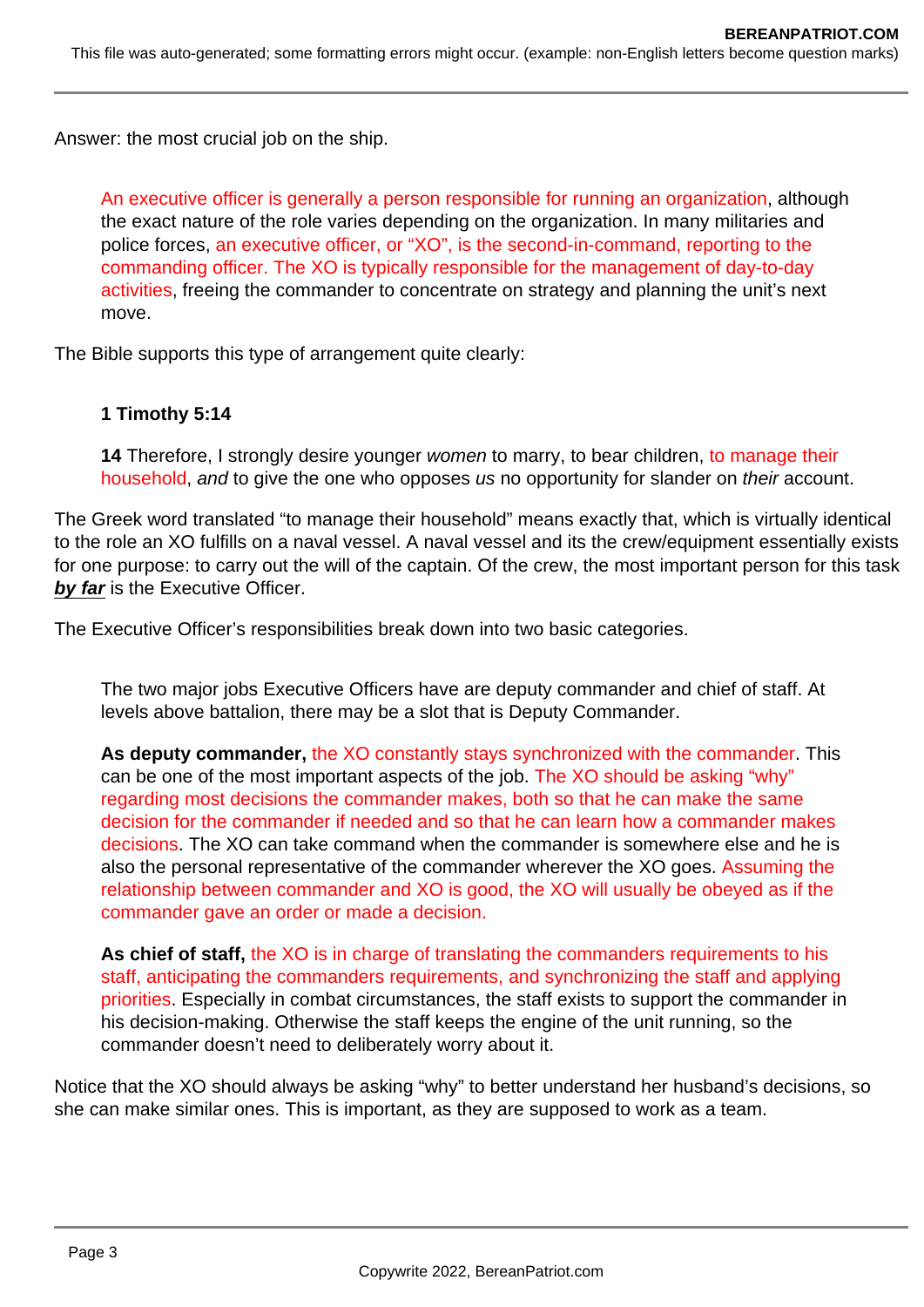Answer: the most crucial job on the ship.

> An executive officer is generally a person responsible for running an organization, although the exact nature of the role varies depending on the organization. In many militaries and police forces, an executive officer, or "XO", is the second-in-command, reporting to the commanding officer. The XO is typically responsible for the management of day-to-day activities, freeing the commander to concentrate on strategy and planning the unit's next move.

The Bible supports this type of arrangement quite clearly:

> **1 Timothy 5:14**
>
> **14** Therefore, I strongly desire younger *women* to marry, to bear children, to manage their household, *and* to give the one who opposes *us* no opportunity for slander on *their* account.

The Greek word translated "to manage their household" means exactly that, which is virtually identical to the role an XO fulfills on a naval vessel. A naval vessel and its the crew/equipment essentially exists for one purpose: to carry out the will of the captain. Of the crew, the most important person for this task ***by far*** is the Executive Officer.

The Executive Officer's responsibilities break down into two basic categories.

> The two major jobs Executive Officers have are deputy commander and chief of staff. At levels above battalion, there may be a slot that is Deputy Commander.
>
> **As deputy commander,** the XO constantly stays synchronized with the commander. This can be one of the most important aspects of the job. The XO should be asking "why" regarding most decisions the commander makes, both so that he can make the same decision for the commander if needed and so that he can learn how a commander makes decisions. The XO can take command when the commander is somewhere else and he is also the personal representative of the commander wherever the XO goes. Assuming the relationship between commander and XO is good, the XO will usually be obeyed as if the commander gave an order or made a decision.
>
> **As chief of staff,** the XO is in charge of translating the commanders requirements to his staff, anticipating the commanders requirements, and synchronizing the staff and applying priorities. Especially in combat circumstances, the staff exists to support the commander in his decision-making. Otherwise the staff keeps the engine of the unit running, so the commander doesn't need to deliberately worry about it.

Notice that the XO should always be asking "why" to better understand her husband's decisions, so she can make similar ones. This is important, as they are supposed to work as a team.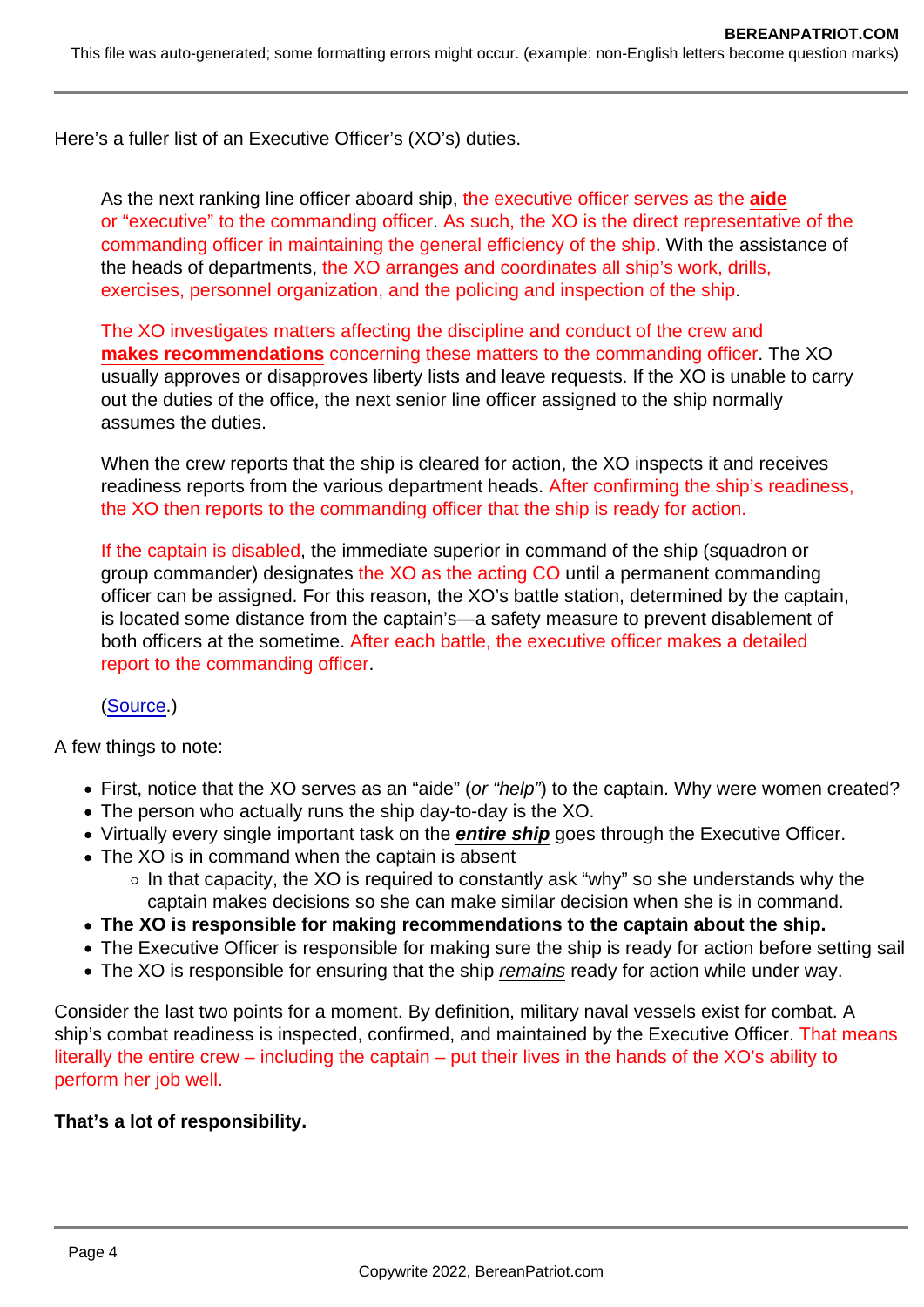Here's a fuller list of an Executive Officer's (XO's) duties.

> As the next ranking line officer aboard ship, the executive officer serves as the **aide** or "executive" to the commanding officer. As such, the XO is the direct representative of the commanding officer in maintaining the general efficiency of the ship. With the assistance of the heads of departments, the XO arranges and coordinates all ship's work, drills, exercises, personnel organization, and the policing and inspection of the ship.
>
> The XO investigates matters affecting the discipline and conduct of the crew and **makes recommendations** concerning these matters to the commanding officer. The XO usually approves or disapproves liberty lists and leave requests. If the XO is unable to carry out the duties of the office, the next senior line officer assigned to the ship normally assumes the duties.
>
> When the crew reports that the ship is cleared for action, the XO inspects it and receives readiness reports from the various department heads. After confirming the ship's readiness, the XO then reports to the commanding officer that the ship is ready for action.
>
> If the captain is disabled, the immediate superior in command of the ship (squadron or group commander) designates the XO as the acting CO until a permanent commanding officer can be assigned. For this reason, the XO's battle station, determined by the captain, is located some distance from the captain's—a safety measure to prevent disablement of both officers at the sometime. After each battle, the executive officer makes a detailed report to the commanding officer.
>
> (Source.)

A few things to note:

- First, notice that the XO serves as an "aide" (*or "help"*) to the captain. Why were women created?
- The person who actually runs the ship day-to-day is the XO.
- Virtually every single important task on the ***entire ship*** goes through the Executive Officer.
- The XO is in command when the captain is absent
  - In that capacity, the XO is required to constantly ask "why" so she understands why the captain makes decisions so she can make similar decision when she is in command.
- **The XO is responsible for making recommendations to the captain about the ship.**
- The Executive Officer is responsible for making sure the ship is ready for action before setting sail
- The XO is responsible for ensuring that the ship *remains* ready for action while under way.

Consider the last two points for a moment. By definition, military naval vessels exist for combat. A ship's combat readiness is inspected, confirmed, and maintained by the Executive Officer. That means literally the entire crew – including the captain – put their lives in the hands of the XO's ability to perform her job well.

**That's a lot of responsibility.**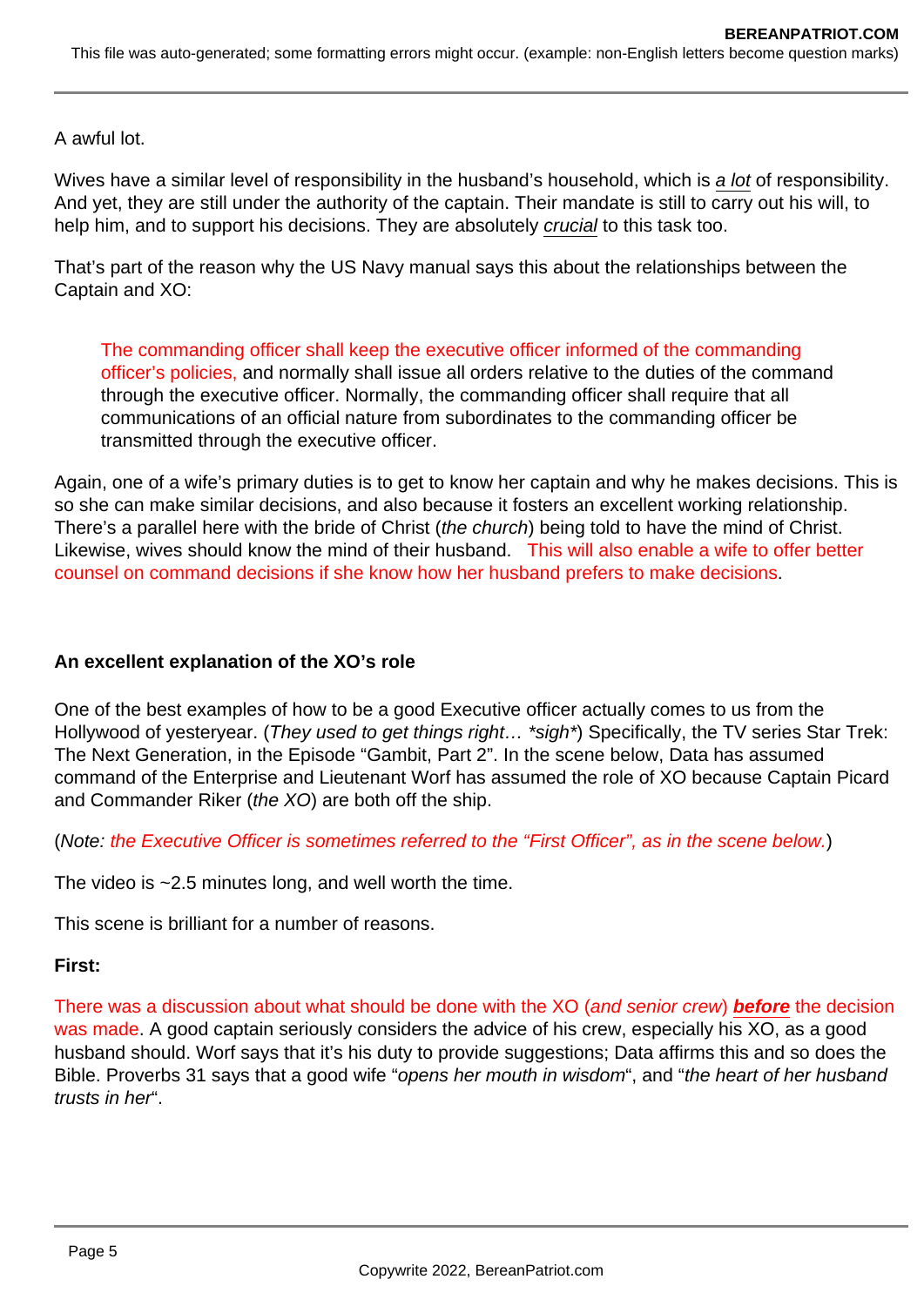A awful lot.

Wives have a similar level of responsibility in the husband's household, which is a lot of responsibility. And yet, they are still under the authority of the captain. Their mandate is still to carry out his will, to help him, and to support his decisions. They are absolutely *crucial* to this task too.

That's part of the reason why the US Navy manual says this about the relationships between the Captain and XO:

> The commanding officer shall keep the executive officer informed of the commanding officer's policies, and normally shall issue all orders relative to the duties of the command through the executive officer. Normally, the commanding officer shall require that all communications of an official nature from subordinates to the commanding officer be transmitted through the executive officer.

Again, one of a wife's primary duties is to get to know her captain and why he makes decisions. This is so she can make similar decisions, and also because it fosters an excellent working relationship. There's a parallel here with the bride of Christ (*the church*) being told to have the mind of Christ. Likewise, wives should know the mind of their husband. This will also enable a wife to offer better counsel on command decisions if she know how her husband prefers to make decisions.

**An excellent explanation of the XO's role**

One of the best examples of how to be a good Executive officer actually comes to us from the Hollywood of yesteryear. (*They used to get things right… *sigh**) Specifically, the TV series Star Trek: The Next Generation, in the Episode "Gambit, Part 2". In the scene below, Data has assumed command of the Enterprise and Lieutenant Worf has assumed the role of XO because Captain Picard and Commander Riker (*the XO*) are both off the ship.

(*Note: the Executive Officer is sometimes referred to the "First Officer", as in the scene below.*)

The video is ~2.5 minutes long, and well worth the time.

This scene is brilliant for a number of reasons.

**First:**

There was a discussion about what should be done with the XO (*and senior crew*) ***before*** the decision was made. A good captain seriously considers the advice of his crew, especially his XO, as a good husband should. Worf says that it's his duty to provide suggestions; Data affirms this and so does the Bible. Proverbs 31 says that a good wife "*opens her mouth in wisdom*", and "*the heart of her husband trusts in her*".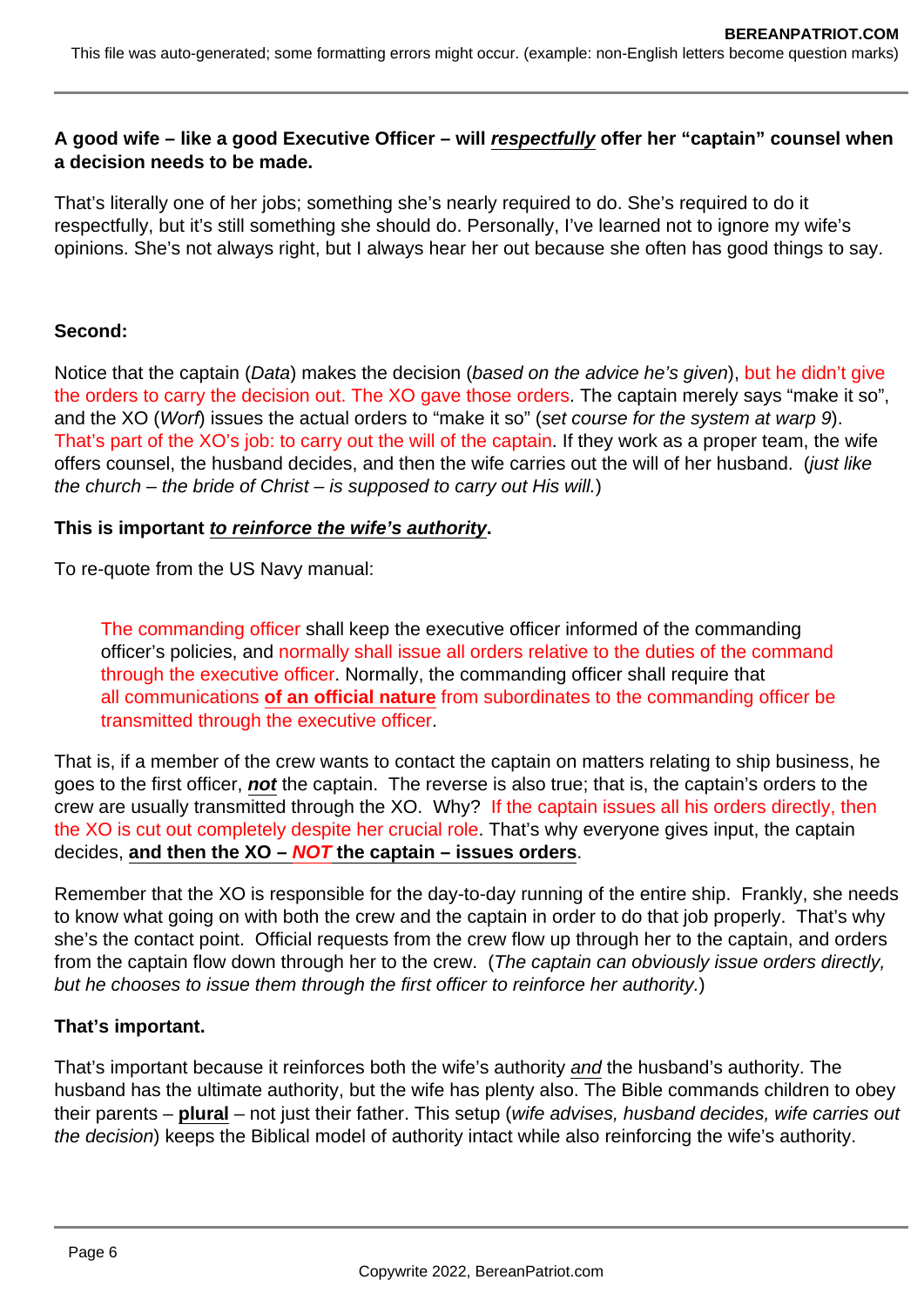**A good wife – like a good Executive Officer – will *respectfully* offer her "captain" counsel when a decision needs to be made.**

That's literally one of her jobs; something she's nearly required to do. She's required to do it respectfully, but it's still something she should do. Personally, I've learned not to ignore my wife's opinions. She's not always right, but I always hear her out because she often has good things to say.

**Second:**

Notice that the captain (*Data*) makes the decision (*based on the advice he's given*), but he didn't give the orders to carry the decision out. The XO gave those orders. The captain merely says "make it so", and the XO (*Worf*) issues the actual orders to "make it so" (*set course for the system at warp 9*). That's part of the XO's job: to carry out the will of the captain. If they work as a proper team, the wife offers counsel, the husband decides, and then the wife carries out the will of her husband. (*just like the church – the bride of Christ – is supposed to carry out His will.*)

**This is important *to reinforce the wife's authority*.**

To re-quote from the US Navy manual:

> The commanding officer shall keep the executive officer informed of the commanding officer's policies, and normally shall issue all orders relative to the duties of the command through the executive officer. Normally, the commanding officer shall require that all communications **of an official nature** from subordinates to the commanding officer be transmitted through the executive officer.

That is, if a member of the crew wants to contact the captain on matters relating to ship business, he goes to the first officer, ***not*** the captain. The reverse is also true; that is, the captain's orders to the crew are usually transmitted through the XO. Why? If the captain issues all his orders directly, then the XO is cut out completely despite her crucial role. That's why everyone gives input, the captain decides, **and then the XO – *NOT* the captain – issues orders**.

Remember that the XO is responsible for the day-to-day running of the entire ship. Frankly, she needs to know what going on with both the crew and the captain in order to do that job properly. That's why she's the contact point. Official requests from the crew flow up through her to the captain, and orders from the captain flow down through her to the crew. (*The captain can obviously issue orders directly, but he chooses to issue them through the first officer to reinforce her authority.*)

**That's important.**

That's important because it reinforces both the wife's authority *and* the husband's authority. The husband has the ultimate authority, but the wife has plenty also. The Bible commands children to obey their parents – **plural** – not just their father. This setup (*wife advises, husband decides, wife carries out the decision*) keeps the Biblical model of authority intact while also reinforcing the wife's authority.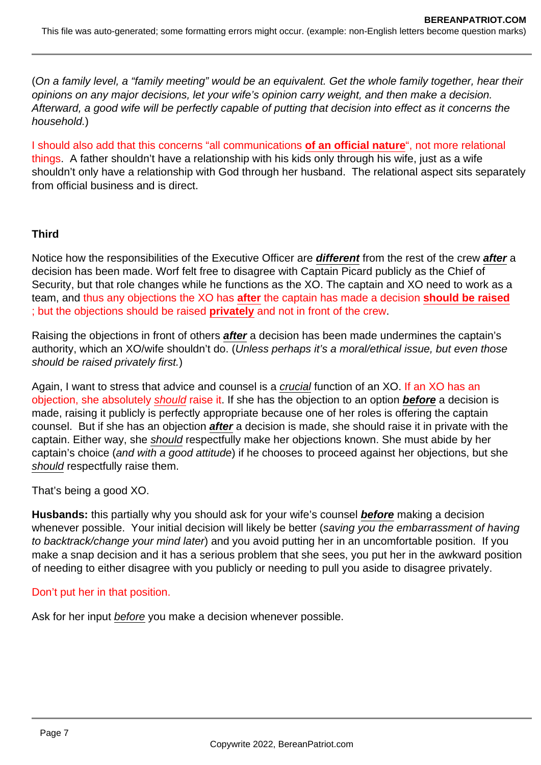(*On a family level, a "family meeting" would be an equivalent. Get the whole family together, hear their opinions on any major decisions, let your wife's opinion carry weight, and then make a decision. Afterward, a good wife will be perfectly capable of putting that decision into effect as it concerns the household.*)

I should also add that this concerns "all communications **of an official nature**", not more relational things. A father shouldn't have a relationship with his kids only through his wife, just as a wife shouldn't only have a relationship with God through her husband. The relational aspect sits separately from official business and is direct.

**Third**

Notice how the responsibilities of the Executive Officer are ***different*** from the rest of the crew ***after*** a decision has been made. Worf felt free to disagree with Captain Picard publicly as the Chief of Security, but that role changes while he functions as the XO. The captain and XO need to work as a team, and thus any objections the XO has **after** the captain has made a decision **should be raised**; but the objections should be raised **privately** and not in front of the crew.

Raising the objections in front of others ***after*** a decision has been made undermines the captain's authority, which an XO/wife shouldn't do. (*Unless perhaps it's a moral/ethical issue, but even those should be raised privately first.*)

Again, I want to stress that advice and counsel is a *crucial* function of an XO. If an XO has an objection, she absolutely *should* raise it. If she has the objection to an option ***before*** a decision is made, raising it publicly is perfectly appropriate because one of her roles is offering the captain counsel. But if she has an objection ***after*** a decision is made, she should raise it in private with the captain. Either way, she *should* respectfully make her objections known. She must abide by her captain's choice (*and with a good attitude*) if he chooses to proceed against her objections, but she *should* respectfully raise them.

That's being a good XO.

**Husbands:** this partially why you should ask for your wife's counsel ***before*** making a decision whenever possible. Your initial decision will likely be better (*saving you the embarrassment of having to backtrack/change your mind later*) and you avoid putting her in an uncomfortable position. If you make a snap decision and it has a serious problem that she sees, you put her in the awkward position of needing to either disagree with you publicly or needing to pull you aside to disagree privately.

Don't put her in that position.

Ask for her input *before* you make a decision whenever possible.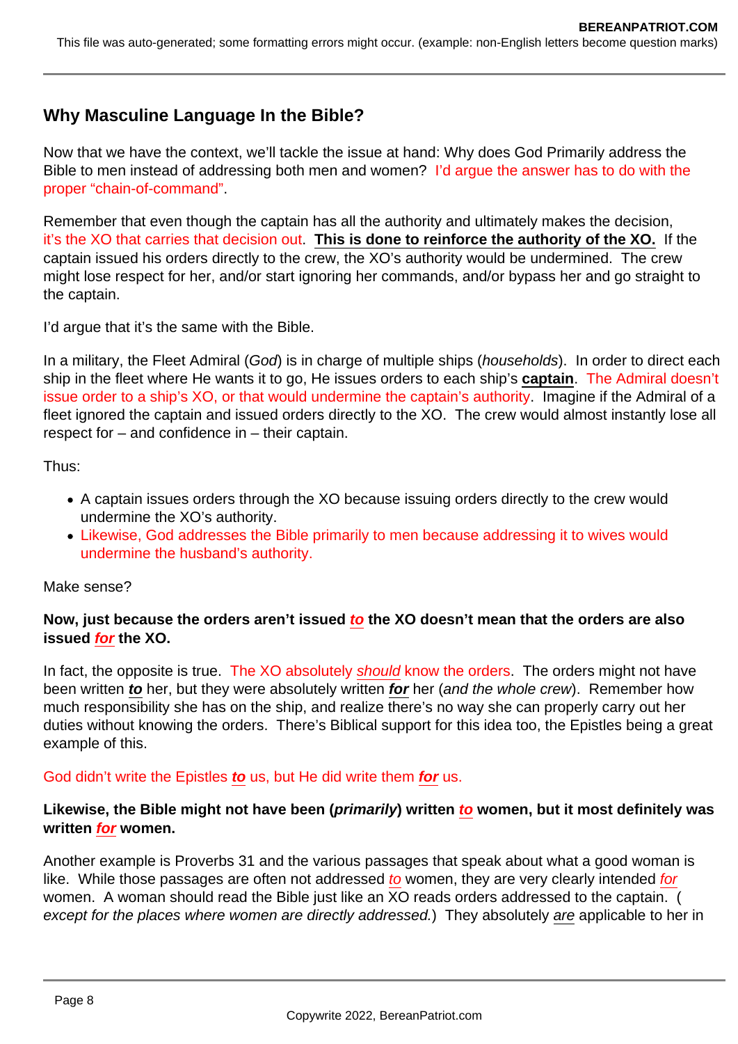## Why Masculine Language In the Bible?

Now that we have the context, we'll tackle the issue at hand: Why does God Primarily address the Bible to men instead of addressing both men and women? I'd argue the answer has to do with the proper "chain-of-command".

Remember that even though the captain has all the authority and ultimately makes the decision, it's the XO that carries that decision out. **This is done to reinforce the authority of the XO.** If the captain issued his orders directly to the crew, the XO's authority would be undermined. The crew might lose respect for her, and/or start ignoring her commands, and/or bypass her and go straight to the captain.

I'd argue that it's the same with the Bible.

In a military, the Fleet Admiral (*God*) is in charge of multiple ships (*households*). In order to direct each ship in the fleet where He wants it to go, He issues orders to each ship's **captain**. The Admiral doesn't issue order to a ship's XO, or that would undermine the captain's authority. Imagine if the Admiral of a fleet ignored the captain and issued orders directly to the XO. The crew would almost instantly lose all respect for – and confidence in – their captain.

Thus:

- A captain issues orders through the XO because issuing orders directly to the crew would undermine the XO's authority.
- Likewise, God addresses the Bible primarily to men because addressing it to wives would undermine the husband's authority.

Make sense?

**Now, just because the orders aren't issued *to* the XO doesn't mean that the orders are also issued *for* the XO.**

In fact, the opposite is true. The XO absolutely *should* know the orders. The orders might not have been written ***to*** her, but they were absolutely written ***for*** her (*and the whole crew*). Remember how much responsibility she has on the ship, and realize there's no way she can properly carry out her duties without knowing the orders. There's Biblical support for this idea too, the Epistles being a great example of this.

God didn't write the Epistles ***to*** us, but He did write them ***for*** us.

**Likewise, the Bible might not have been (*primarily*) written *to* women, but it most definitely was written *for* women.**

Another example is Proverbs 31 and the various passages that speak about what a good woman is like. While those passages are often not addressed *to* women, they are very clearly intended *for* women. A woman should read the Bible just like an XO reads orders addressed to the captain. (*except for the places where women are directly addressed.*) They absolutely *are* applicable to her in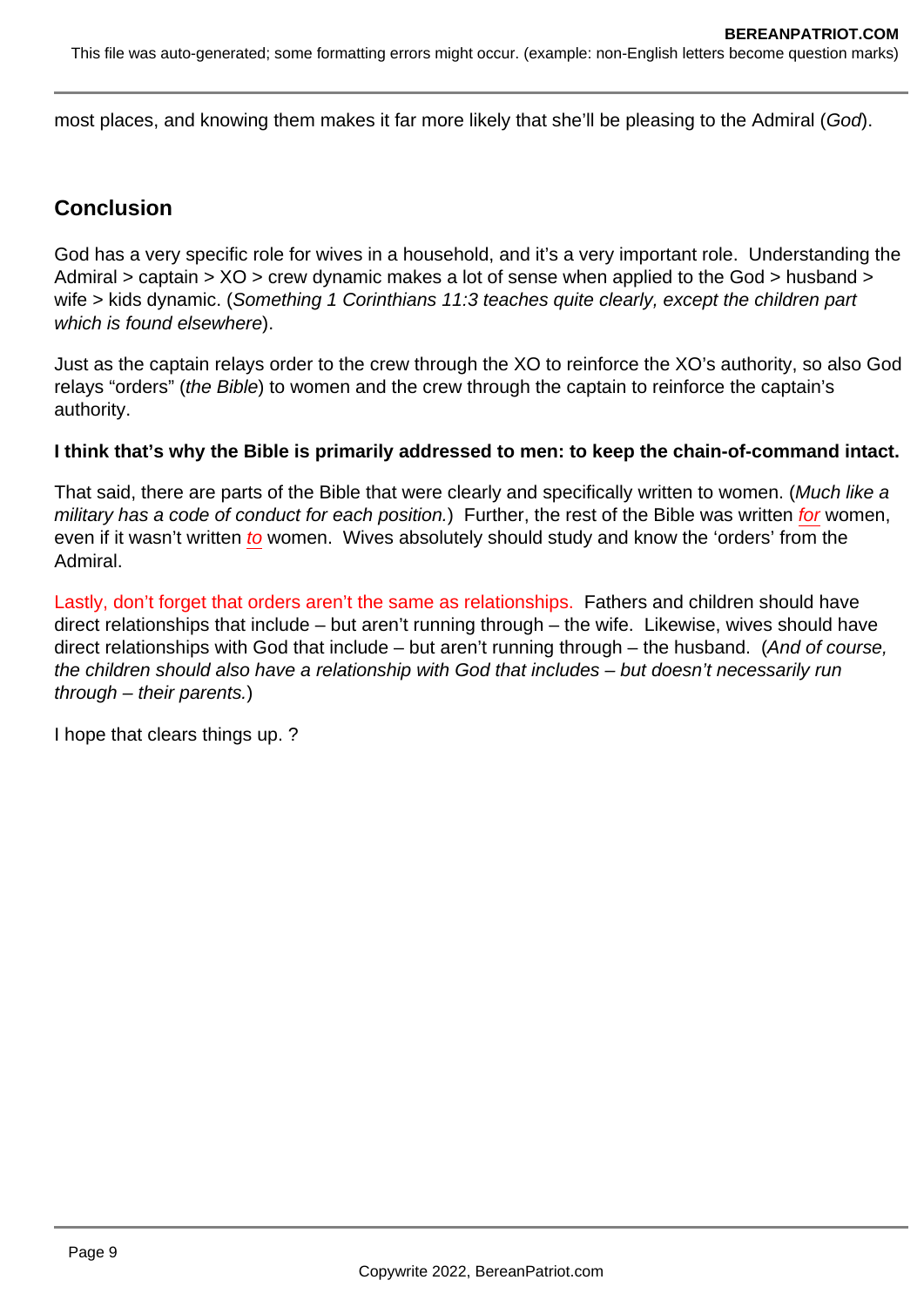most places, and knowing them makes it far more likely that she'll be pleasing to the Admiral (*God*).

## Conclusion

God has a very specific role for wives in a household, and it's a very important role. Understanding the Admiral > captain > XO > crew dynamic makes a lot of sense when applied to the God > husband > wife > kids dynamic. (*Something 1 Corinthians 11:3 teaches quite clearly, except the children part which is found elsewhere*).

Just as the captain relays order to the crew through the XO to reinforce the XO's authority, so also God relays "orders" (*the Bible*) to women and the crew through the captain to reinforce the captain's authority.

**I think that's why the Bible is primarily addressed to men: to keep the chain-of-command intact.**

That said, there are parts of the Bible that were clearly and specifically written to women. (*Much like a military has a code of conduct for each position.*) Further, the rest of the Bible was written *for* women, even if it wasn't written *to* women. Wives absolutely should study and know the 'orders' from the Admiral.

Lastly, don't forget that orders aren't the same as relationships. Fathers and children should have direct relationships that include – but aren't running through – the wife. Likewise, wives should have direct relationships with God that include – but aren't running through – the husband. (*And of course, the children should also have a relationship with God that includes – but doesn't necessarily run through – their parents.*)

I hope that clears things up. ?